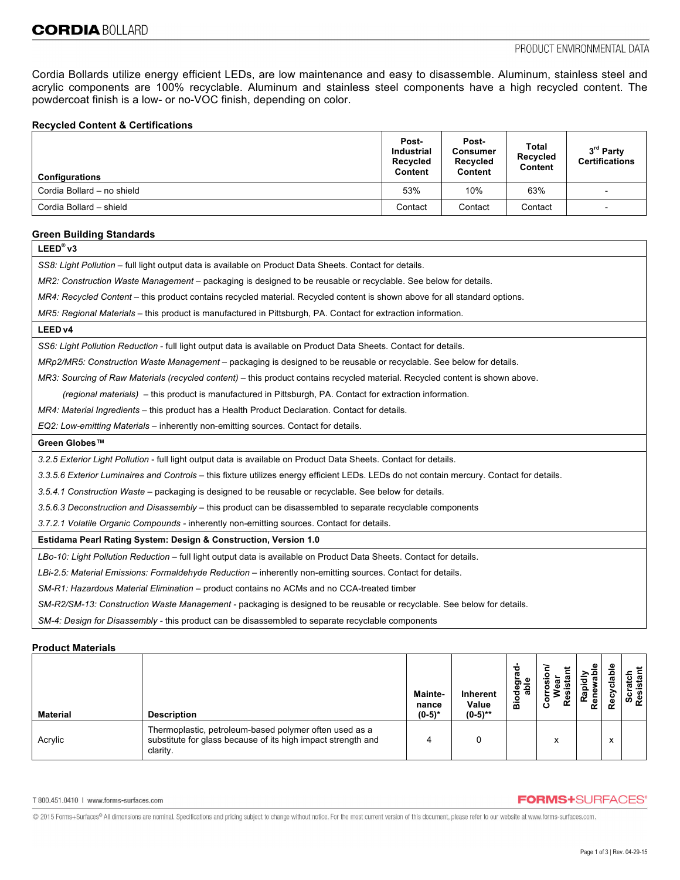# CORDIA BOLLARD

PRODUCT ENVIRONMENTAL DATA

Cordia Bollards utilize energy efficient LEDs, are low maintenance and easy to disassemble. Aluminum, stainless steel and acrylic components are 100% recyclable. Aluminum and stainless steel components have a high recycled content. The powdercoat finish is a low- or no-VOC finish, depending on color.

### Recycled Content & Certifications

| Configurations | Post-Industrial Recycled Content | Post-Consumer Recycled Content | Total Recycled Content | 3rd Party Certifications |
|---|---|---|---|---|
| Cordia Bollard – no shield | 53% | 10% | 63% | - |
| Cordia Bollard – shield | Contact | Contact | Contact | - |

### Green Building Standards

**LEED® v3**

*SS8: Light Pollution* – full light output data is available on Product Data Sheets. Contact for details.

*MR2: Construction Waste Management* – packaging is designed to be reusable or recyclable. See below for details.

*MR4: Recycled Content* – this product contains recycled material. Recycled content is shown above for all standard options.

*MR5: Regional Materials* – this product is manufactured in Pittsburgh, PA. Contact for extraction information.

**LEED v4**

*SS6: Light Pollution Reduction* - full light output data is available on Product Data Sheets. Contact for details.

*MRp2/MR5: Construction Waste Management* – packaging is designed to be reusable or recyclable. See below for details.

*MR3: Sourcing of Raw Materials (recycled content)* – this product contains recycled material. Recycled content is shown above.

*(regional materials)* – this product is manufactured in Pittsburgh, PA. Contact for extraction information.

*MR4: Material Ingredients* – this product has a Health Product Declaration. Contact for details.

*EQ2: Low-emitting Materials* – inherently non-emitting sources. Contact for details.

**Green Globes™**

*3.2.5 Exterior Light Pollution* - full light output data is available on Product Data Sheets. Contact for details.

*3.3.5.6 Exterior Luminaires and Controls* – this fixture utilizes energy efficient LEDs. LEDs do not contain mercury. Contact for details.

*3.5.4.1 Construction Waste* – packaging is designed to be reusable or recyclable. See below for details.

*3.5.6.3 Deconstruction and Disassembly* – this product can be disassembled to separate recyclable components

*3.7.2.1 Volatile Organic Compounds* - inherently non-emitting sources. Contact for details.

**Estidama Pearl Rating System: Design & Construction, Version 1.0**

*LBo-10: Light Pollution Reduction* – full light output data is available on Product Data Sheets. Contact for details.

*LBi-2.5: Material Emissions: Formaldehyde Reduction* – inherently non-emitting sources. Contact for details.

*SM-R1: Hazardous Material Elimination* – product contains no ACMs and no CCA-treated timber

*SM-R2/SM-13: Construction Waste Management* - packaging is designed to be reusable or recyclable. See below for details.

*SM-4: Design for Disassembly* - this product can be disassembled to separate recyclable components

### Product Materials

| Material | Description | Mainte-nance (0-5)* | Inherent Value (0-5)** | Biodegrad-able | Corrosion/ Wear Resistant | Rapidly Renewable | Recyclable | Scratch Resistant |
|---|---|---|---|---|---|---|---|---|
| Acrylic | Thermoplastic, petroleum-based polymer often used as a substitute for glass because of its high impact strength and clarity. | 4 | 0 | | x | | x | |

T 800.451.0410 | www.forms-surfaces.com

FORMS+SURFACES®

© 2015 Forms+Surfaces® All dimensions are nominal. Specifications and pricing subject to change without notice. For the most current version of this document, please refer to our website at www.forms-surfaces.com.

Rev. 04-29-15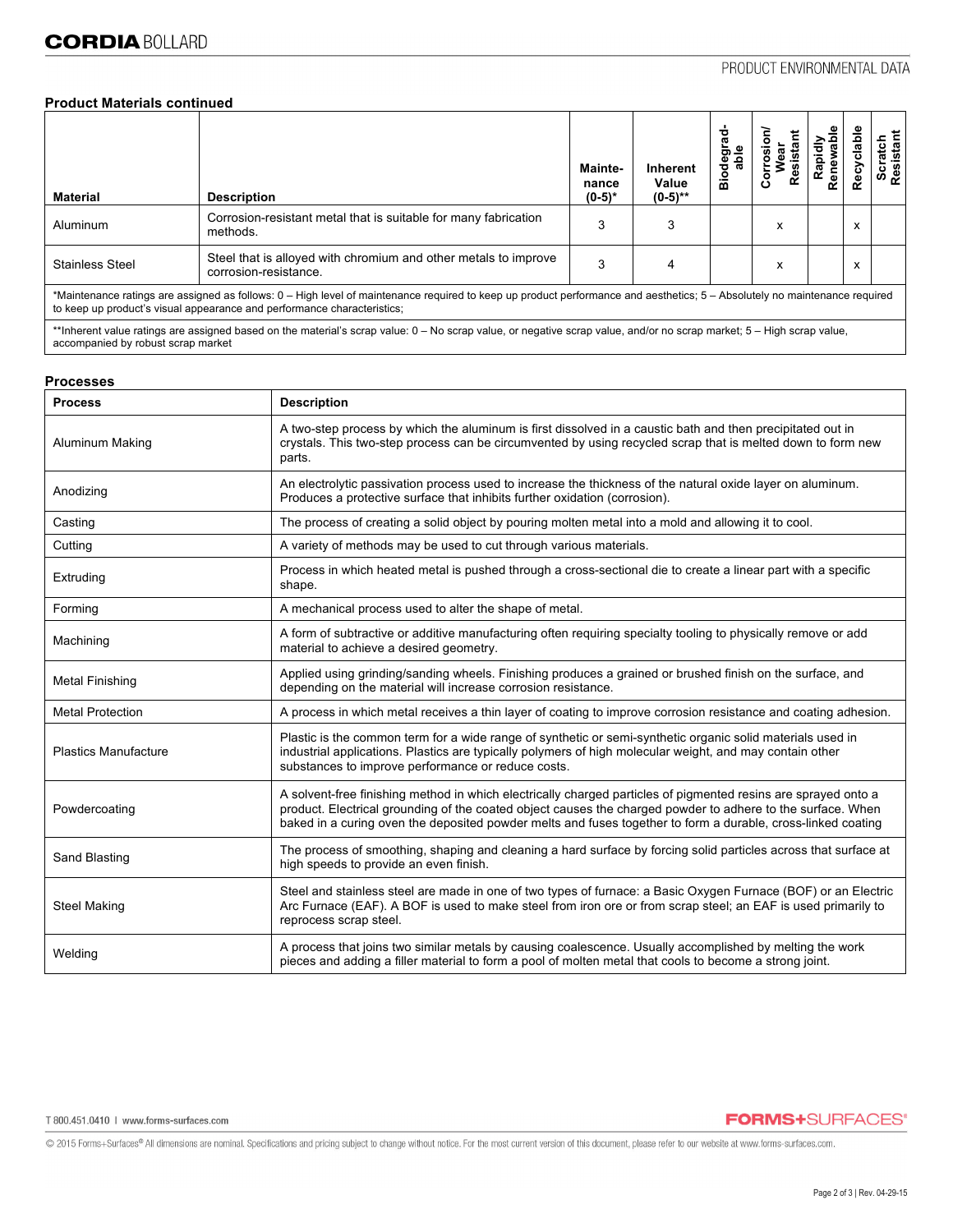## Product Materials continued

| Material | Description | Mainte-nance (0-5)* | Inherent Value (0-5)** | Biodegrad-able | Corrosion/ Wear Resistant | Rapidly Renewable | Recyclable | Scratch Resistant |
|---|---|---|---|---|---|---|---|---|
| Aluminum | Corrosion-resistant metal that is suitable for many fabrication methods. | 3 | 3 | | x | | x | |
| Stainless Steel | Steel that is alloyed with chromium and other metals to improve corrosion-resistance. | 3 | 4 | | x | | x | |

*Maintenance ratings are assigned as follows: 0 – High level of maintenance required to keep up product performance and aesthetics; 5 – Absolutely no maintenance required to keep up product's visual appearance and performance characteristics;

**Inherent value ratings are assigned based on the material's scrap value: 0 – No scrap value, or negative scrap value, and/or no scrap market; 5 – High scrap value, accompanied by robust scrap market

## Processes

| Process | Description |
|---|---|
| Aluminum Making | A two-step process by which the aluminum is first dissolved in a caustic bath and then precipitated out in crystals. This two-step process can be circumvented by using recycled scrap that is melted down to form new parts. |
| Anodizing | An electrolytic passivation process used to increase the thickness of the natural oxide layer on aluminum. Produces a protective surface that inhibits further oxidation (corrosion). |
| Casting | The process of creating a solid object by pouring molten metal into a mold and allowing it to cool. |
| Cutting | A variety of methods may be used to cut through various materials. |
| Extruding | Process in which heated metal is pushed through a cross-sectional die to create a linear part with a specific shape. |
| Forming | A mechanical process used to alter the shape of metal. |
| Machining | A form of subtractive or additive manufacturing often requiring specialty tooling to physically remove or add material to achieve a desired geometry. |
| Metal Finishing | Applied using grinding/sanding wheels. Finishing produces a grained or brushed finish on the surface, and depending on the material will increase corrosion resistance. |
| Metal Protection | A process in which metal receives a thin layer of coating to improve corrosion resistance and coating adhesion. |
| Plastics Manufacture | Plastic is the common term for a wide range of synthetic or semi-synthetic organic solid materials used in industrial applications. Plastics are typically polymers of high molecular weight, and may contain other substances to improve performance or reduce costs. |
| Powdercoating | A solvent-free finishing method in which electrically charged particles of pigmented resins are sprayed onto a product. Electrical grounding of the coated object causes the charged powder to adhere to the surface. When baked in a curing oven the deposited powder melts and fuses together to form a durable, cross-linked coating |
| Sand Blasting | The process of smoothing, shaping and cleaning a hard surface by forcing solid particles across that surface at high speeds to provide an even finish. |
| Steel Making | Steel and stainless steel are made in one of two types of furnace: a Basic Oxygen Furnace (BOF) or an Electric Arc Furnace (EAF). A BOF is used to make steel from iron ore or from scrap steel; an EAF is used primarily to reprocess scrap steel. |
| Welding | A process that joins two similar metals by causing coalescence. Usually accomplished by melting the work pieces and adding a filler material to form a pool of molten metal that cools to become a strong joint. |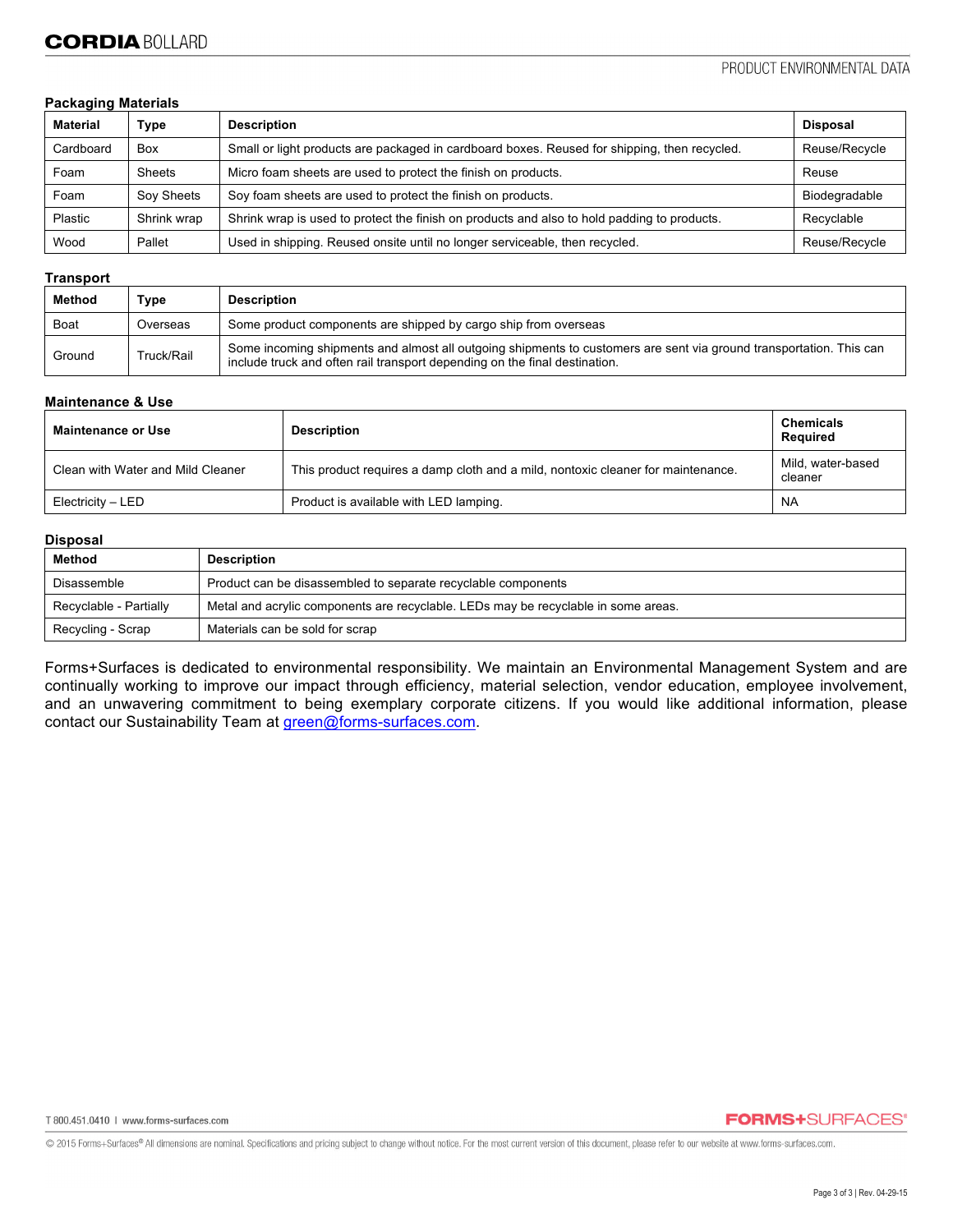# CORDIA BOLLARD

PRODUCT ENVIRONMENTAL DATA

**Packaging Materials**

| Material | Type | Description | Disposal |
|---|---|---|---|
| Cardboard | Box | Small or light products are packaged in cardboard boxes. Reused for shipping, then recycled. | Reuse/Recycle |
| Foam | Sheets | Micro foam sheets are used to protect the finish on products. | Reuse |
| Foam | Soy Sheets | Soy foam sheets are used to protect the finish on products. | Biodegradable |
| Plastic | Shrink wrap | Shrink wrap is used to protect the finish on products and also to hold padding to products. | Recyclable |
| Wood | Pallet | Used in shipping. Reused onsite until no longer serviceable, then recycled. | Reuse/Recycle |

**Transport**

| Method | Type | Description |
|---|---|---|
| Boat | Overseas | Some product components are shipped by cargo ship from overseas |
| Ground | Truck/Rail | Some incoming shipments and almost all outgoing shipments to customers are sent via ground transportation. This can include truck and often rail transport depending on the final destination. |

**Maintenance & Use**

| Maintenance or Use | Description | Chemicals Required |
|---|---|---|
| Clean with Water and Mild Cleaner | This product requires a damp cloth and a mild, nontoxic cleaner for maintenance. | Mild, water-based cleaner |
| Electricity – LED | Product is available with LED lamping. | NA |

**Disposal**

| Method | Description |
|---|---|
| Disassemble | Product can be disassembled to separate recyclable components |
| Recyclable - Partially | Metal and acrylic components are recyclable. LEDs may be recyclable in some areas. |
| Recycling - Scrap | Materials can be sold for scrap |

Forms+Surfaces is dedicated to environmental responsibility. We maintain an Environmental Management System and are continually working to improve our impact through efficiency, material selection, vendor education, employee involvement, and an unwavering commitment to being exemplary corporate citizens. If you would like additional information, please contact our Sustainability Team at green@forms-surfaces.com.

T 800.451.0410 | www.forms-surfaces.com

FORMS+SURFACES®

© 2015 Forms+Surfaces® All dimensions are nominal. Specifications and pricing subject to change without notice. For the most current version of this document, please refer to our website at www.forms-surfaces.com.